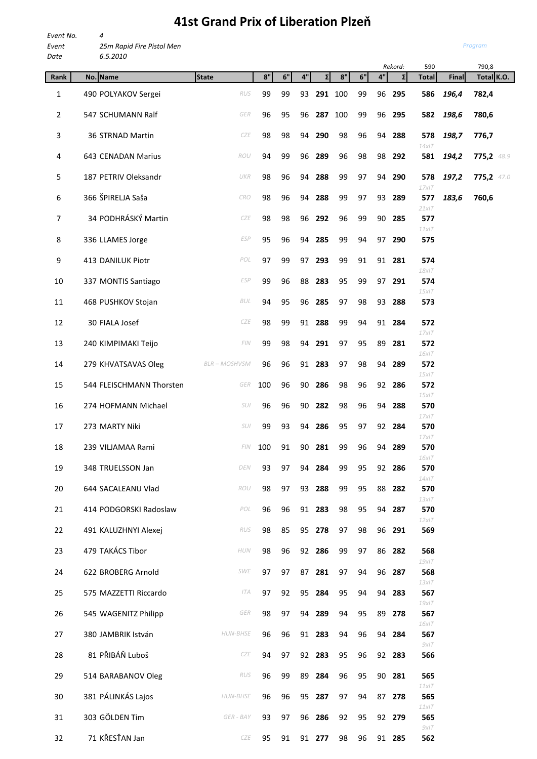# 41st Grand Prix of Liberation Plzeň

*Event No.* 4
*Event* 25m Rapid Fire Pistol Men
*Date* 6.5.2010

Program

| Rank | No. | Name | State | 8" | 6" | 4" | Σ | 8" | 6" | 4" | Σ | Total | Final | Total | K.O. |
|---|---|---|---|---|---|---|---|---|---|---|---|---|---|---|---|
| | | | | | | | | | | | Rekord: | 590 | | 790,8 | |
| 1 | 490 | POLYAKOV Sergei | RUS | 99 | 99 | 93 | **291** | 100 | 99 | 96 | **295** | **586** | ***196,4*** | **782,4** | |
| 2 | 547 | SCHUMANN Ralf | GER | 96 | 95 | 96 | **287** | 100 | 99 | 96 | **295** | **582** | ***198,6*** | **780,6** | |
| 3 | 36 | STRNAD Martin | CZE | 98 | 98 | 94 | **290** | 98 | 96 | 94 | **288** | **578** *14xIT* | ***198,7*** | **776,7** | |
| 4 | 643 | CENADAN Marius | ROU | 94 | 99 | 96 | **289** | 96 | 98 | 98 | **292** | **581** | ***194,2*** | **775,2** | *48.9* |
| 5 | 187 | PETRIV Oleksandr | UKR | 98 | 96 | 94 | **288** | 99 | 97 | 94 | **290** | **578** *17xIT* | ***197,2*** | **775,2** | *47.0* |
| 6 | 366 | ŠPIRELJA Saša | CRO | 98 | 96 | 94 | **288** | 99 | 97 | 93 | **289** | **577** *21xIT* | ***183,6*** | **760,6** | |
| 7 | 34 | PODHRÁSKÝ Martin | CZE | 98 | 98 | 96 | **292** | 96 | 99 | 90 | **285** | **577** *11xIT* | | | |
| 8 | 336 | LLAMES Jorge | ESP | 95 | 96 | 94 | **285** | 99 | 94 | 97 | **290** | **575** | | | |
| 9 | 413 | DANILUK Piotr | POL | 97 | 99 | 97 | **293** | 99 | 91 | 91 | **281** | **574** *18xIT* | | | |
| 10 | 337 | MONTIS Santiago | ESP | 99 | 96 | 88 | **283** | 95 | 99 | 97 | **291** | **574** *15xIT* | | | |
| 11 | 468 | PUSHKOV Stojan | BUL | 94 | 95 | 96 | **285** | 97 | 98 | 93 | **288** | **573** | | | |
| 12 | 30 | FIALA Josef | CZE | 98 | 99 | 91 | **288** | 99 | 94 | 91 | **284** | **572** *17xIT* | | | |
| 13 | 240 | KIMPIMAKI Teijo | FIN | 99 | 98 | 94 | **291** | 97 | 95 | 89 | **281** | **572** *16xIT* | | | |
| 14 | 279 | KHVATSAVAS Oleg | BLR – MOSHVSM | 96 | 96 | 91 | **283** | 97 | 98 | 94 | **289** | **572** *15xIT* | | | |
| 15 | 544 | FLEISCHMANN Thorsten | GER | 100 | 96 | 90 | **286** | 98 | 96 | 92 | **286** | **572** *15xIT* | | | |
| 16 | 274 | HOFMANN Michael | SUI | 96 | 96 | 90 | **282** | 98 | 96 | 94 | **288** | **570** *17xIT* | | | |
| 17 | 273 | MARTY Niki | SUI | 99 | 93 | 94 | **286** | 95 | 97 | 92 | **284** | **570** *17xIT* | | | |
| 18 | 239 | VILJAMAA Rami | FIN | 100 | 91 | 90 | **281** | 99 | 96 | 94 | **289** | **570** *16xIT* | | | |
| 19 | 348 | TRUELSSON Jan | DEN | 93 | 97 | 94 | **284** | 99 | 95 | 92 | **286** | **570** *14xIT* | | | |
| 20 | 644 | SACALEANU Vlad | ROU | 98 | 97 | 93 | **288** | 99 | 95 | 88 | **282** | **570** *13xIT* | | | |
| 21 | 414 | PODGORSKI Radoslaw | POL | 96 | 96 | 91 | **283** | 98 | 95 | 94 | **287** | **570** *12xIT* | | | |
| 22 | 491 | KALUZHNYI Alexej | RUS | 98 | 85 | 95 | **278** | 97 | 98 | 96 | **291** | **569** | | | |
| 23 | 479 | TAKÁCS Tibor | HUN | 98 | 96 | 92 | **286** | 99 | 97 | 86 | **282** | **568** *19xIT* | | | |
| 24 | 622 | BROBERG Arnold | SWE | 97 | 97 | 87 | **281** | 97 | 94 | 96 | **287** | **568** *13xIT* | | | |
| 25 | 575 | MAZZETTI Riccardo | ITA | 97 | 92 | 95 | **284** | 95 | 94 | 94 | **283** | **567** *19xIT* | | | |
| 26 | 545 | WAGENITZ Philipp | GER | 98 | 97 | 94 | **289** | 94 | 95 | 89 | **278** | **567** *16xIT* | | | |
| 27 | 380 | JAMBRIK István | HUN-BHSE | 96 | 96 | 91 | **283** | 94 | 96 | 94 | **284** | **567** *9xIT* | | | |
| 28 | 81 | PŘIBÁŇ Luboš | CZE | 94 | 97 | 92 | **283** | 95 | 96 | 92 | **283** | **566** | | | |
| 29 | 514 | BARABANOV Oleg | RUS | 96 | 99 | 89 | **284** | 96 | 95 | 90 | **281** | **565** *11xIT* | | | |
| 30 | 381 | PÁLINKÁS Lajos | HUN-BHSE | 96 | 96 | 95 | **287** | 97 | 94 | 87 | **278** | **565** *11xIT* | | | |
| 31 | 303 | GÖLDEN Tim | GER - BAY | 93 | 97 | 96 | **286** | 92 | 95 | 92 | **279** | **565** *9xIT* | | | |
| 32 | 71 | KŘESŤAN Jan | CZE | 95 | 91 | 91 | **277** | 98 | 96 | 91 | **285** | **562** | | | |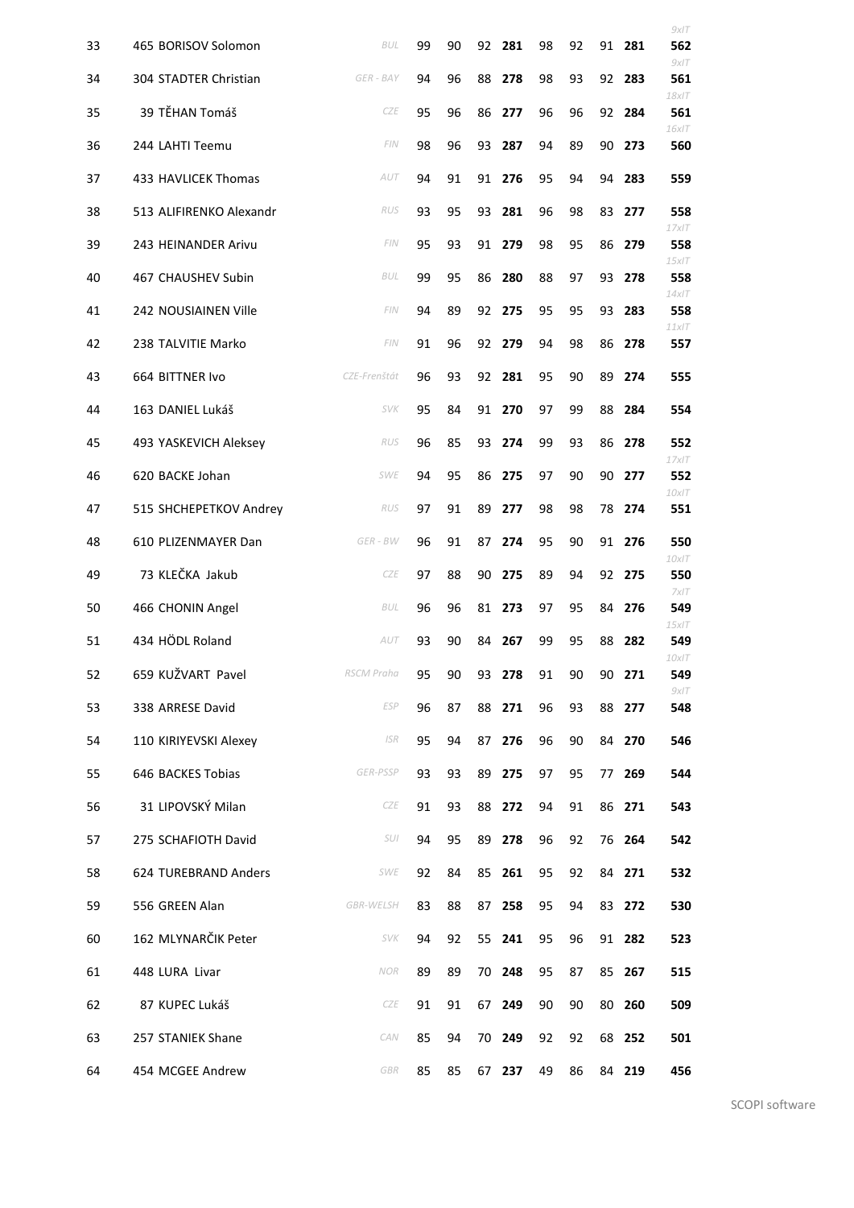| | | | | | | | | | | | |
|---|---|---|---|---|---|---|---|---|---|---|---|
| 33 | 465 BORISOV Solomon | BUL | 99 | 90 | 92 | **281** | 98 | 92 | 91 | **281** | *9xIT* **562** |
| 34 | 304 STADTER Christian | GER - BAY | 94 | 96 | 88 | **278** | 98 | 93 | 92 | **283** | *9xIT* **561** |
| 35 | 39 TĚHAN Tomáš | CZE | 95 | 96 | 86 | **277** | 96 | 96 | 92 | **284** | *18xIT* **561** |
| 36 | 244 LAHTI Teemu | FIN | 98 | 96 | 93 | **287** | 94 | 89 | 90 | **273** | *16xIT* **560** |
| 37 | 433 HAVLICEK Thomas | AUT | 94 | 91 | 91 | **276** | 95 | 94 | 94 | **283** | **559** |
| 38 | 513 ALIFIRENKO Alexandr | RUS | 93 | 95 | 93 | **281** | 96 | 98 | 83 | **277** | **558** |
| 39 | 243 HEINANDER Arivu | FIN | 95 | 93 | 91 | **279** | 98 | 95 | 86 | **279** | *17xIT* **558** |
| 40 | 467 CHAUSHEV Subin | BUL | 99 | 95 | 86 | **280** | 88 | 97 | 93 | **278** | *15xIT* **558** |
| 41 | 242 NOUSIAINEN Ville | FIN | 94 | 89 | 92 | **275** | 95 | 95 | 93 | **283** | *14xIT* **558** |
| 42 | 238 TALVITIE Marko | FIN | 91 | 96 | 92 | **279** | 94 | 98 | 86 | **278** | *11xIT* **557** |
| 43 | 664 BITTNER Ivo | CZE-Frenštát | 96 | 93 | 92 | **281** | 95 | 90 | 89 | **274** | **555** |
| 44 | 163 DANIEL Lukáš | SVK | 95 | 84 | 91 | **270** | 97 | 99 | 88 | **284** | **554** |
| 45 | 493 YASKEVICH Aleksey | RUS | 96 | 85 | 93 | **274** | 99 | 93 | 86 | **278** | **552** |
| 46 | 620 BACKE Johan | SWE | 94 | 95 | 86 | **275** | 97 | 90 | 90 | **277** | *17xIT* **552** |
| 47 | 515 SHCHEPETKOV Andrey | RUS | 97 | 91 | 89 | **277** | 98 | 98 | 78 | **274** | *10xIT* **551** |
| 48 | 610 PLIZENMAYER Dan | GER - BW | 96 | 91 | 87 | **274** | 95 | 90 | 91 | **276** | **550** |
| 49 | 73 KLEČKA Jakub | CZE | 97 | 88 | 90 | **275** | 89 | 94 | 92 | **275** | *10xIT* **550** |
| 50 | 466 CHONIN Angel | BUL | 96 | 96 | 81 | **273** | 97 | 95 | 84 | **276** | *7xIT* **549** |
| 51 | 434 HÖDL Roland | AUT | 93 | 90 | 84 | **267** | 99 | 95 | 88 | **282** | *15xIT* **549** |
| 52 | 659 KUŽVART Pavel | RSCM Praha | 95 | 90 | 93 | **278** | 91 | 90 | 90 | **271** | *10xIT* **549** |
| 53 | 338 ARRESE David | ESP | 96 | 87 | 88 | **271** | 96 | 93 | 88 | **277** | *9xIT* **548** |
| 54 | 110 KIRIYEVSKI Alexey | ISR | 95 | 94 | 87 | **276** | 96 | 90 | 84 | **270** | **546** |
| 55 | 646 BACKES Tobias | GER-PSSP | 93 | 93 | 89 | **275** | 97 | 95 | 77 | **269** | **544** |
| 56 | 31 LIPOVSKÝ Milan | CZE | 91 | 93 | 88 | **272** | 94 | 91 | 86 | **271** | **543** |
| 57 | 275 SCHAFIOTH David | SUI | 94 | 95 | 89 | **278** | 96 | 92 | 76 | **264** | **542** |
| 58 | 624 TUREBRAND Anders | SWE | 92 | 84 | 85 | **261** | 95 | 92 | 84 | **271** | **532** |
| 59 | 556 GREEN Alan | GBR-WELSH | 83 | 88 | 87 | **258** | 95 | 94 | 83 | **272** | **530** |
| 60 | 162 MLYNARČIK Peter | SVK | 94 | 92 | 55 | **241** | 95 | 96 | 91 | **282** | **523** |
| 61 | 448 LURA Livar | NOR | 89 | 89 | 70 | **248** | 95 | 87 | 85 | **267** | **515** |
| 62 | 87 KUPEC Lukáš | CZE | 91 | 91 | 67 | **249** | 90 | 90 | 80 | **260** | **509** |
| 63 | 257 STANIEK Shane | CAN | 85 | 94 | 70 | **249** | 92 | 92 | 68 | **252** | **501** |
| 64 | 454 MCGEE Andrew | GBR | 85 | 85 | 67 | **237** | 49 | 86 | 84 | **219** | **456** |

SCOPI software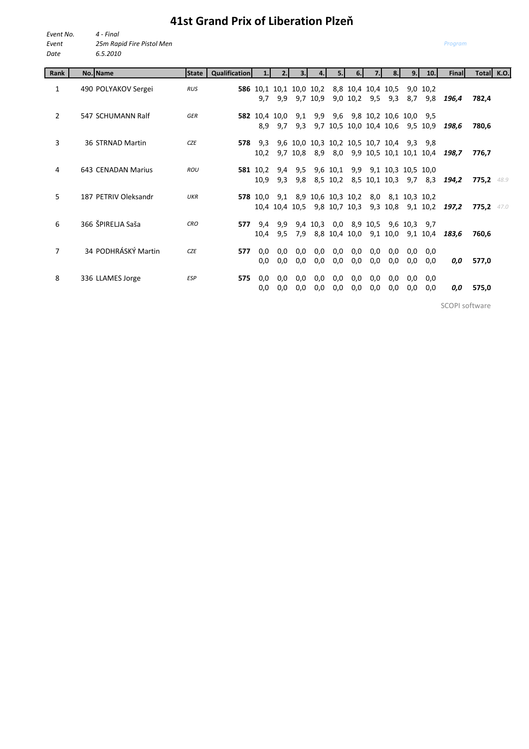# 41st Grand Prix of Liberation Plzeň

*Event No.* *4 - Final*
*Event* *25m Rapid Fire Pistol Men*
*Date* *6.5.2010*

*Program*

| Rank | No. | Name | State | Qualification | 1. | 2. | 3. | 4. | 5. | 6. | 7. | 8. | 9. | 10. | Final | Total | K.O. |
|---|---|---|---|---|---|---|---|---|---|---|---|---|---|---|---|---|---|
| 1 | 490 | POLYAKOV Sergei | *RUS* | **586** | 10,1 | 10,1 | 10,0 | 10,2 | 8,8 | 10,4 | 10,4 | 10,5 | 9,0 | 10,2 | | | |
| | | | | | 9,7 | 9,9 | 9,7 | 10,9 | 9,0 | 10,2 | 9,5 | 9,3 | 8,7 | 9,8 | ***196,4*** | **782,4** | |
| 2 | 547 | SCHUMANN Ralf | *GER* | **582** | 10,4 | 10,0 | 9,1 | 9,9 | 9,6 | 9,8 | 10,2 | 10,6 | 10,0 | 9,5 | | | |
| | | | | | 8,9 | 9,7 | 9,3 | 9,7 | 10,5 | 10,0 | 10,4 | 10,6 | 9,5 | 10,9 | ***198,6*** | **780,6** | |
| 3 | 36 | STRNAD Martin | *CZE* | **578** | 9,3 | 9,6 | 10,0 | 10,3 | 10,2 | 10,5 | 10,7 | 10,4 | 9,3 | 9,8 | | | |
| | | | | | 10,2 | 9,7 | 10,8 | 8,9 | 8,0 | 9,9 | 10,5 | 10,1 | 10,1 | 10,4 | ***198,7*** | **776,7** | |
| 4 | 643 | CENADAN Marius | *ROU* | **581** | 10,2 | 9,4 | 9,5 | 9,6 | 10,1 | 9,9 | 9,1 | 10,3 | 10,5 | 10,0 | | | |
| | | | | | 10,9 | 9,3 | 9,8 | 8,5 | 10,2 | 8,5 | 10,1 | 10,3 | 9,7 | 8,3 | ***194,2*** | **775,2** | *48.9* |
| 5 | 187 | PETRIV Oleksandr | *UKR* | **578** | 10,0 | 9,1 | 8,9 | 10,6 | 10,3 | 10,2 | 8,0 | 8,1 | 10,3 | 10,2 | | | |
| | | | | | 10,4 | 10,4 | 10,5 | 9,8 | 10,7 | 10,3 | 9,3 | 10,8 | 9,1 | 10,2 | ***197,2*** | **775,2** | *47.0* |
| 6 | 366 | ŠPIRELJA Saša | *CRO* | **577** | 9,4 | 9,9 | 9,4 | 10,3 | 0,0 | 8,9 | 10,5 | 9,6 | 10,3 | 9,7 | | | |
| | | | | | 10,4 | 9,5 | 7,9 | 8,8 | 10,4 | 10,0 | 9,1 | 10,0 | 9,1 | 10,4 | ***183,6*** | **760,6** | |
| 7 | 34 | PODHRÁSKÝ Martin | *CZE* | **577** | 0,0 | 0,0 | 0,0 | 0,0 | 0,0 | 0,0 | 0,0 | 0,0 | 0,0 | 0,0 | | | |
| | | | | | 0,0 | 0,0 | 0,0 | 0,0 | 0,0 | 0,0 | 0,0 | 0,0 | 0,0 | 0,0 | ***0,0*** | **577,0** | |
| 8 | 336 | LLAMES Jorge | *ESP* | **575** | 0,0 | 0,0 | 0,0 | 0,0 | 0,0 | 0,0 | 0,0 | 0,0 | 0,0 | 0,0 | | | |
| | | | | | 0,0 | 0,0 | 0,0 | 0,0 | 0,0 | 0,0 | 0,0 | 0,0 | 0,0 | 0,0 | ***0,0*** | **575,0** | |

SCOPI software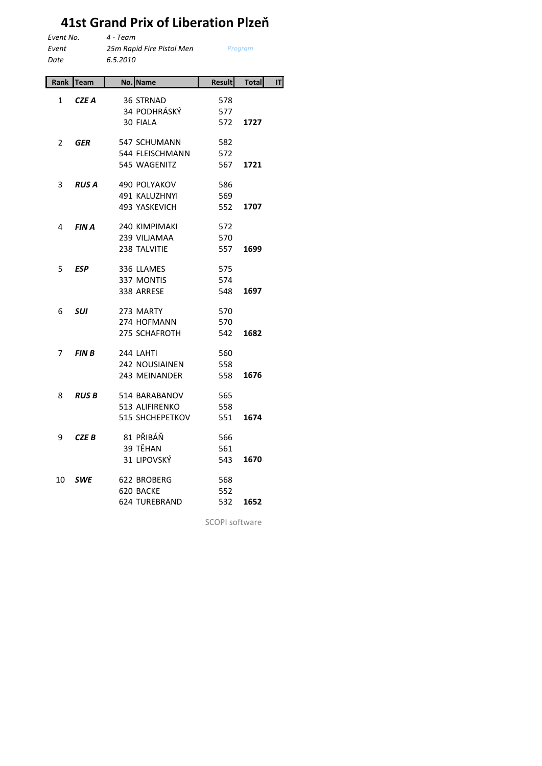# 41st Grand Prix of Liberation Plzeň

*Event No.* *4 - Team*
*Event* *25m Rapid Fire Pistol Men* *Program*
*Date* *6.5.2010*

| Rank | Team | No. | Name | Result | Total | IT |
|---|---|---|---|---|---|---|
| 1 | ***CZE A*** | 36 | STRNAD | 578 | | |
| | | 34 | PODHRÁSKÝ | 577 | | |
| | | 30 | FIALA | 572 | **1727** | |
| 2 | ***GER*** | 547 | SCHUMANN | 582 | | |
| | | 544 | FLEISCHMANN | 572 | | |
| | | 545 | WAGENITZ | 567 | **1721** | |
| 3 | ***RUS A*** | 490 | POLYAKOV | 586 | | |
| | | 491 | KALUZHNYI | 569 | | |
| | | 493 | YASKEVICH | 552 | **1707** | |
| 4 | ***FIN A*** | 240 | KIMPIMAKI | 572 | | |
| | | 239 | VILJAMAA | 570 | | |
| | | 238 | TALVITIE | 557 | **1699** | |
| 5 | ***ESP*** | 336 | LLAMES | 575 | | |
| | | 337 | MONTIS | 574 | | |
| | | 338 | ARRESE | 548 | **1697** | |
| 6 | ***SUI*** | 273 | MARTY | 570 | | |
| | | 274 | HOFMANN | 570 | | |
| | | 275 | SCHAFROTH | 542 | **1682** | |
| 7 | ***FIN B*** | 244 | LAHTI | 560 | | |
| | | 242 | NOUSIAINEN | 558 | | |
| | | 243 | MEINANDER | 558 | **1676** | |
| 8 | ***RUS B*** | 514 | BARABANOV | 565 | | |
| | | 513 | ALIFIRENKO | 558 | | |
| | | 515 | SHCHEPETKOV | 551 | **1674** | |
| 9 | ***CZE B*** | 81 | PŘIBÁŇ | 566 | | |
| | | 39 | TĚHAN | 561 | | |
| | | 31 | LIPOVSKÝ | 543 | **1670** | |
| 10 | ***SWE*** | 622 | BROBERG | 568 | | |
| | | 620 | BACKE | 552 | | |
| | | 624 | TUREBRAND | 532 | **1652** | |

SCOPI software